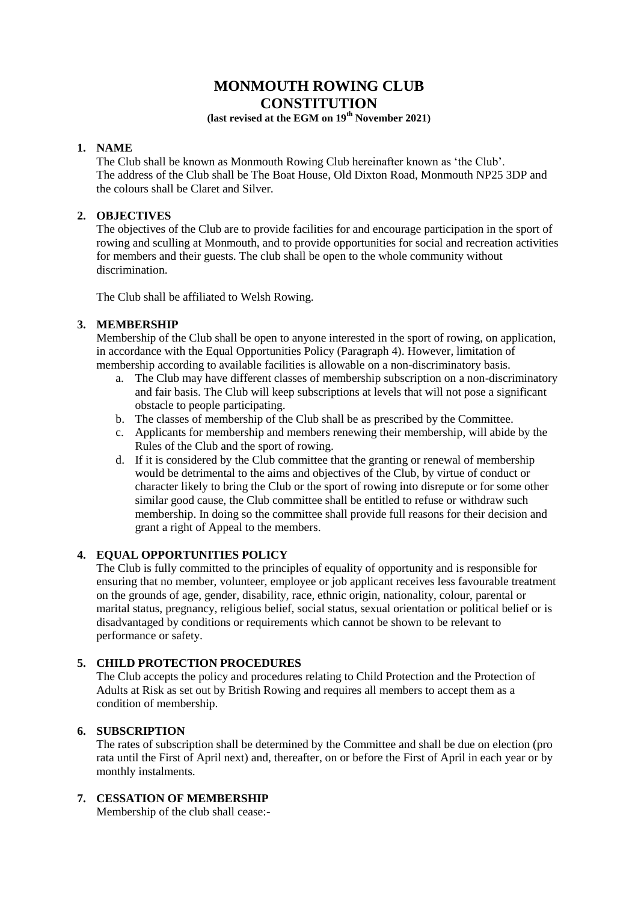# MONMOUTH ROWING CLUB CONSTITUTION

**(last revised at the EGM on 19th November 2021)**

## 1. NAME

The Club shall be known as Monmouth Rowing Club hereinafter known as 'the Club'. The address of the Club shall be The Boat House, Old Dixton Road, Monmouth NP25 3DP and the colours shall be Claret and Silver.

## 2. OBJECTIVES

The objectives of the Club are to provide facilities for and encourage participation in the sport of rowing and sculling at Monmouth, and to provide opportunities for social and recreation activities for members and their guests. The club shall be open to the whole community without discrimination.

The Club shall be affiliated to Welsh Rowing.

## 3. MEMBERSHIP

Membership of the Club shall be open to anyone interested in the sport of rowing, on application, in accordance with the Equal Opportunities Policy (Paragraph 4). However, limitation of membership according to available facilities is allowable on a non-discriminatory basis.

a. The Club may have different classes of membership subscription on a non-discriminatory and fair basis. The Club will keep subscriptions at levels that will not pose a significant obstacle to people participating.
b. The classes of membership of the Club shall be as prescribed by the Committee.
c. Applicants for membership and members renewing their membership, will abide by the Rules of the Club and the sport of rowing.
d. If it is considered by the Club committee that the granting or renewal of membership would be detrimental to the aims and objectives of the Club, by virtue of conduct or character likely to bring the Club or the sport of rowing into disrepute or for some other similar good cause, the Club committee shall be entitled to refuse or withdraw such membership. In doing so the committee shall provide full reasons for their decision and grant a right of Appeal to the members.

## 4. EQUAL OPPORTUNITIES POLICY

The Club is fully committed to the principles of equality of opportunity and is responsible for ensuring that no member, volunteer, employee or job applicant receives less favourable treatment on the grounds of age, gender, disability, race, ethnic origin, nationality, colour, parental or marital status, pregnancy, religious belief, social status, sexual orientation or political belief or is disadvantaged by conditions or requirements which cannot be shown to be relevant to performance or safety.

## 5. CHILD PROTECTION PROCEDURES

The Club accepts the policy and procedures relating to Child Protection and the Protection of Adults at Risk as set out by British Rowing and requires all members to accept them as a condition of membership.

## 6. SUBSCRIPTION

The rates of subscription shall be determined by the Committee and shall be due on election (pro rata until the First of April next) and, thereafter, on or before the First of April in each year or by monthly instalments.

## 7. CESSATION OF MEMBERSHIP

Membership of the club shall cease:-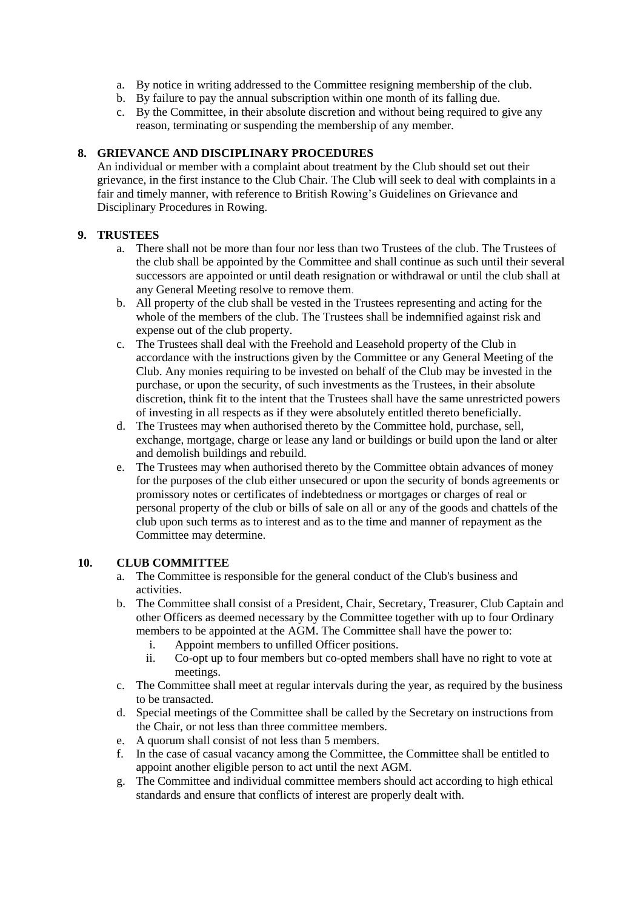a. By notice in writing addressed to the Committee resigning membership of the club.
b. By failure to pay the annual subscription within one month of its falling due.
c. By the Committee, in their absolute discretion and without being required to give any reason, terminating or suspending the membership of any member.

## 8. GRIEVANCE AND DISCIPLINARY PROCEDURES

An individual or member with a complaint about treatment by the Club should set out their grievance, in the first instance to the Club Chair. The Club will seek to deal with complaints in a fair and timely manner, with reference to British Rowing's Guidelines on Grievance and Disciplinary Procedures in Rowing.

## 9. TRUSTEES

a. There shall not be more than four nor less than two Trustees of the club. The Trustees of the club shall be appointed by the Committee and shall continue as such until their several successors are appointed or until death resignation or withdrawal or until the club shall at any General Meeting resolve to remove them.
b. All property of the club shall be vested in the Trustees representing and acting for the whole of the members of the club. The Trustees shall be indemnified against risk and expense out of the club property.
c. The Trustees shall deal with the Freehold and Leasehold property of the Club in accordance with the instructions given by the Committee or any General Meeting of the Club. Any monies requiring to be invested on behalf of the Club may be invested in the purchase, or upon the security, of such investments as the Trustees, in their absolute discretion, think fit to the intent that the Trustees shall have the same unrestricted powers of investing in all respects as if they were absolutely entitled thereto beneficially.
d. The Trustees may when authorised thereto by the Committee hold, purchase, sell, exchange, mortgage, charge or lease any land or buildings or build upon the land or alter and demolish buildings and rebuild.
e. The Trustees may when authorised thereto by the Committee obtain advances of money for the purposes of the club either unsecured or upon the security of bonds agreements or promissory notes or certificates of indebtedness or mortgages or charges of real or personal property of the club or bills of sale on all or any of the goods and chattels of the club upon such terms as to interest and as to the time and manner of repayment as the Committee may determine.

## 10. CLUB COMMITTEE

a. The Committee is responsible for the general conduct of the Club's business and activities.
b. The Committee shall consist of a President, Chair, Secretary, Treasurer, Club Captain and other Officers as deemed necessary by the Committee together with up to four Ordinary members to be appointed at the AGM. The Committee shall have the power to:
    i. Appoint members to unfilled Officer positions.
    ii. Co-opt up to four members but co-opted members shall have no right to vote at meetings.
c. The Committee shall meet at regular intervals during the year, as required by the business to be transacted.
d. Special meetings of the Committee shall be called by the Secretary on instructions from the Chair, or not less than three committee members.
e. A quorum shall consist of not less than 5 members.
f. In the case of casual vacancy among the Committee, the Committee shall be entitled to appoint another eligible person to act until the next AGM.
g. The Committee and individual committee members should act according to high ethical standards and ensure that conflicts of interest are properly dealt with.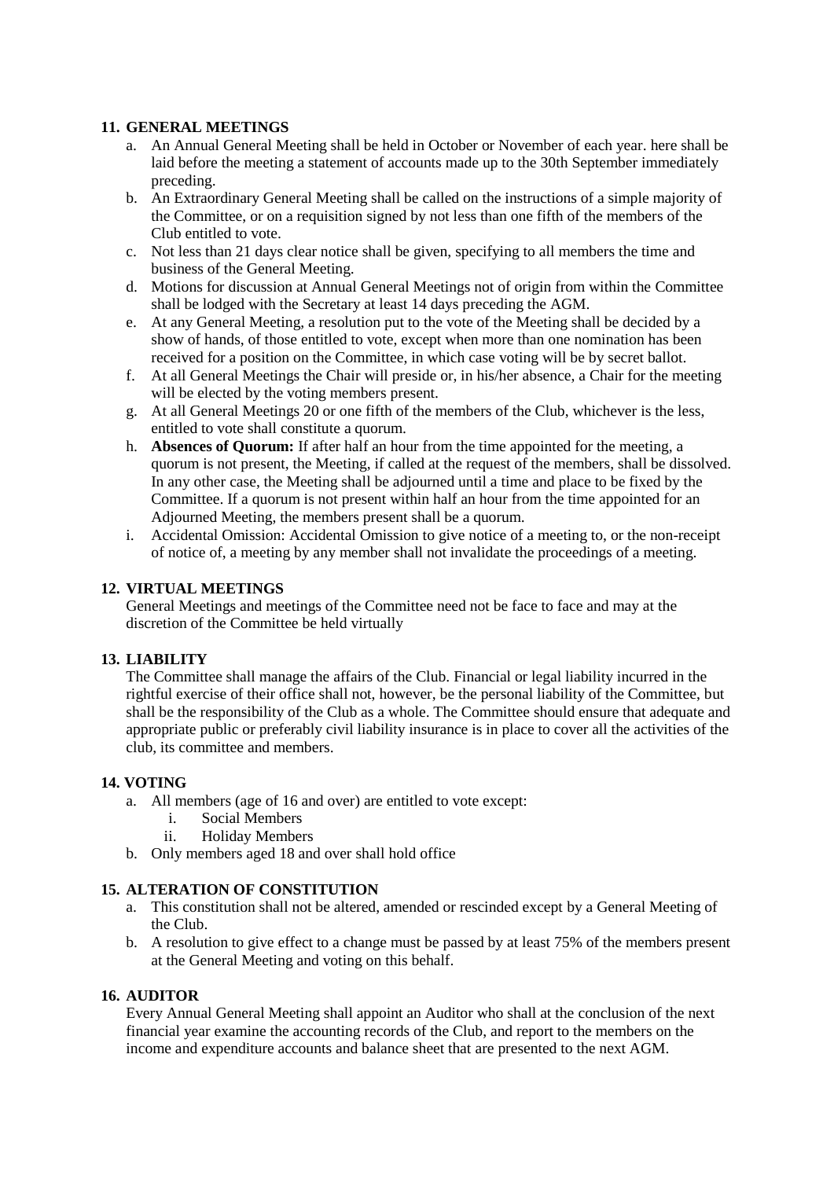## 11. GENERAL MEETINGS

a. An Annual General Meeting shall be held in October or November of each year. here shall be laid before the meeting a statement of accounts made up to the 30th September immediately preceding.
b. An Extraordinary General Meeting shall be called on the instructions of a simple majority of the Committee, or on a requisition signed by not less than one fifth of the members of the Club entitled to vote.
c. Not less than 21 days clear notice shall be given, specifying to all members the time and business of the General Meeting.
d. Motions for discussion at Annual General Meetings not of origin from within the Committee shall be lodged with the Secretary at least 14 days preceding the AGM.
e. At any General Meeting, a resolution put to the vote of the Meeting shall be decided by a show of hands, of those entitled to vote, except when more than one nomination has been received for a position on the Committee, in which case voting will be by secret ballot.
f. At all General Meetings the Chair will preside or, in his/her absence, a Chair for the meeting will be elected by the voting members present.
g. At all General Meetings 20 or one fifth of the members of the Club, whichever is the less, entitled to vote shall constitute a quorum.
h. **Absences of Quorum:** If after half an hour from the time appointed for the meeting, a quorum is not present, the Meeting, if called at the request of the members, shall be dissolved. In any other case, the Meeting shall be adjourned until a time and place to be fixed by the Committee. If a quorum is not present within half an hour from the time appointed for an Adjourned Meeting, the members present shall be a quorum.
i. Accidental Omission: Accidental Omission to give notice of a meeting to, or the non-receipt of notice of, a meeting by any member shall not invalidate the proceedings of a meeting.

## 12. VIRTUAL MEETINGS

General Meetings and meetings of the Committee need not be face to face and may at the discretion of the Committee be held virtually

## 13. LIABILITY

The Committee shall manage the affairs of the Club. Financial or legal liability incurred in the rightful exercise of their office shall not, however, be the personal liability of the Committee, but shall be the responsibility of the Club as a whole. The Committee should ensure that adequate and appropriate public or preferably civil liability insurance is in place to cover all the activities of the club, its committee and members.

## 14. VOTING

a. All members (age of 16 and over) are entitled to vote except:
   i. Social Members
   ii. Holiday Members
b. Only members aged 18 and over shall hold office

## 15. ALTERATION OF CONSTITUTION

a. This constitution shall not be altered, amended or rescinded except by a General Meeting of the Club.
b. A resolution to give effect to a change must be passed by at least 75% of the members present at the General Meeting and voting on this behalf.

## 16. AUDITOR

Every Annual General Meeting shall appoint an Auditor who shall at the conclusion of the next financial year examine the accounting records of the Club, and report to the members on the income and expenditure accounts and balance sheet that are presented to the next AGM.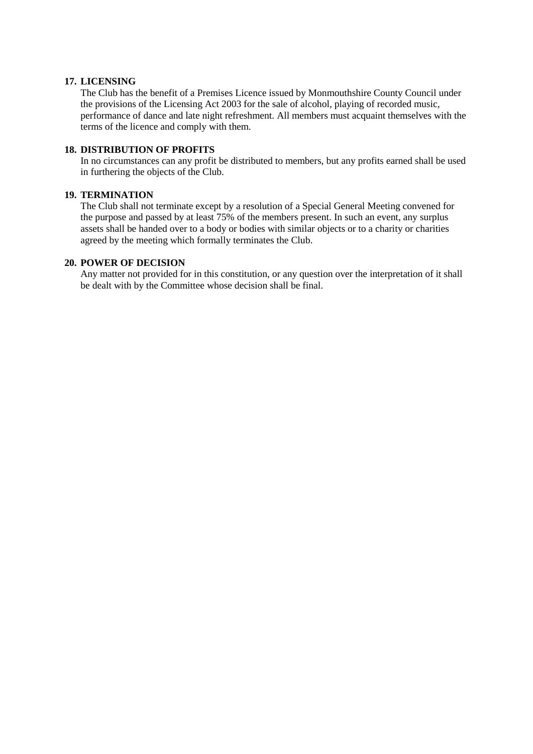**17. LICENSING**

The Club has the benefit of a Premises Licence issued by Monmouthshire County Council under the provisions of the Licensing Act 2003 for the sale of alcohol, playing of recorded music, performance of dance and late night refreshment. All members must acquaint themselves with the terms of the licence and comply with them.

**18. DISTRIBUTION OF PROFITS**

In no circumstances can any profit be distributed to members, but any profits earned shall be used in furthering the objects of the Club.

**19. TERMINATION**

The Club shall not terminate except by a resolution of a Special General Meeting convened for the purpose and passed by at least 75% of the members present. In such an event, any surplus assets shall be handed over to a body or bodies with similar objects or to a charity or charities agreed by the meeting which formally terminates the Club.

**20. POWER OF DECISION**

Any matter not provided for in this constitution, or any question over the interpretation of it shall be dealt with by the Committee whose decision shall be final.